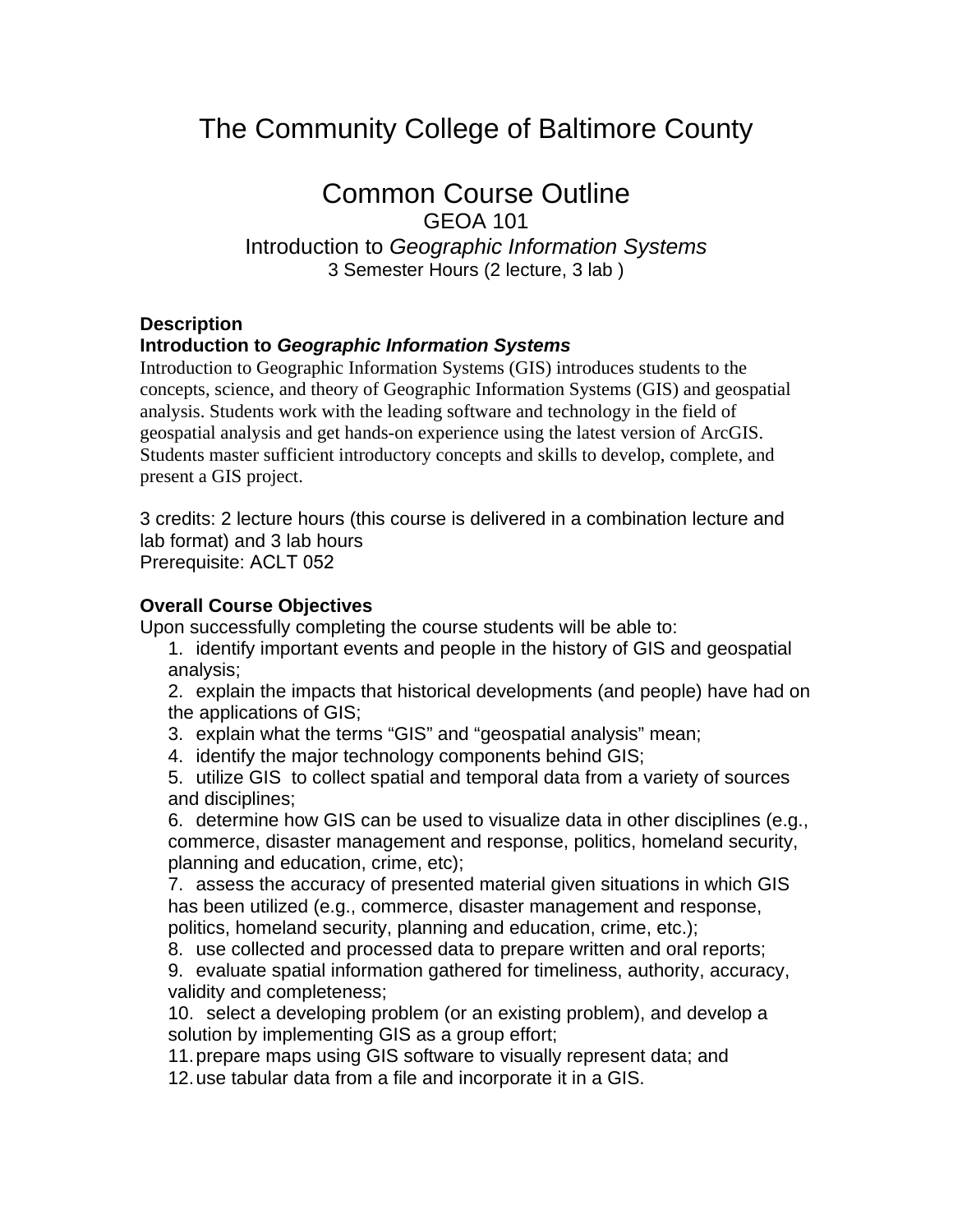# The Community College of Baltimore County

## Common Course Outline

### GEOA 101
### Introduction to *Geographic Information Systems*
3 Semester Hours (2 lecture, 3 lab )

**Description**

**Introduction to *Geographic Information Systems***

Introduction to Geographic Information Systems (GIS) introduces students to the concepts, science, and theory of Geographic Information Systems (GIS) and geospatial analysis. Students work with the leading software and technology in the field of geospatial analysis and get hands-on experience using the latest version of ArcGIS. Students master sufficient introductory concepts and skills to develop, complete, and present a GIS project.

3 credits: 2 lecture hours (this course is delivered in a combination lecture and lab format) and 3 lab hours
Prerequisite: ACLT 052

**Overall Course Objectives**

Upon successfully completing the course students will be able to:

1. identify important events and people in the history of GIS and geospatial analysis;
2. explain the impacts that historical developments (and people) have had on the applications of GIS;
3. explain what the terms "GIS" and "geospatial analysis" mean;
4. identify the major technology components behind GIS;
5. utilize GIS to collect spatial and temporal data from a variety of sources and disciplines;
6. determine how GIS can be used to visualize data in other disciplines (e.g., commerce, disaster management and response, politics, homeland security, planning and education, crime, etc);
7. assess the accuracy of presented material given situations in which GIS has been utilized (e.g., commerce, disaster management and response, politics, homeland security, planning and education, crime, etc.);
8. use collected and processed data to prepare written and oral reports;
9. evaluate spatial information gathered for timeliness, authority, accuracy, validity and completeness;
10. select a developing problem (or an existing problem), and develop a solution by implementing GIS as a group effort;
11. prepare maps using GIS software to visually represent data; and
12. use tabular data from a file and incorporate it in a GIS.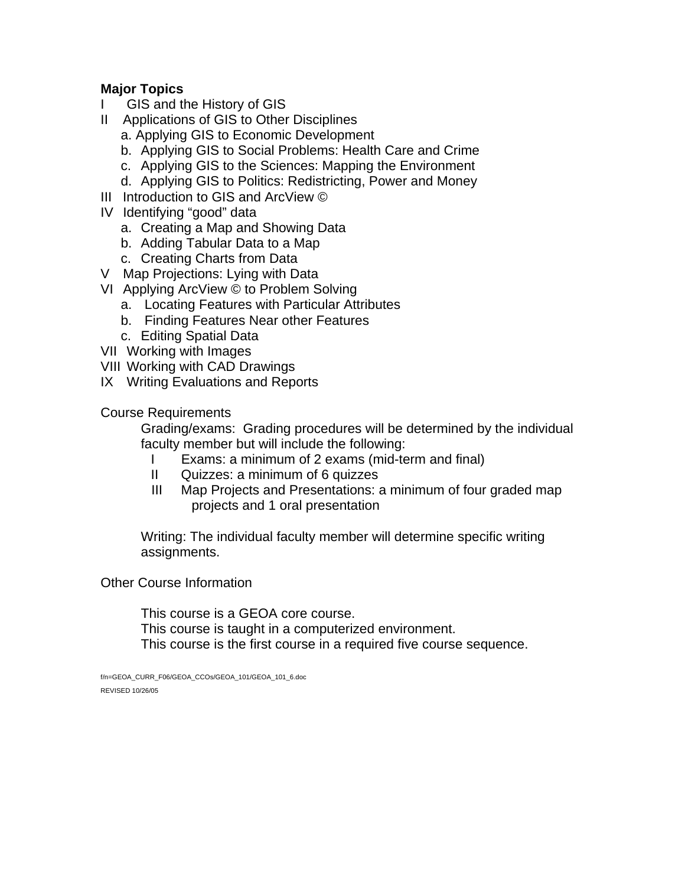**Major Topics**

I GIS and the History of GIS

II Applications of GIS to Other Disciplines

   a. Applying GIS to Economic Development
   b. Applying GIS to Social Problems: Health Care and Crime
   c. Applying GIS to the Sciences: Mapping the Environment
   d. Applying GIS to Politics: Redistricting, Power and Money

III Introduction to GIS and ArcView ©

IV Identifying "good" data

   a. Creating a Map and Showing Data
   b. Adding Tabular Data to a Map
   c. Creating Charts from Data

V Map Projections: Lying with Data

VI Applying ArcView © to Problem Solving

   a. Locating Features with Particular Attributes
   b. Finding Features Near other Features
   c. Editing Spatial Data

VII Working with Images

VIII Working with CAD Drawings

IX Writing Evaluations and Reports

Course Requirements

Grading/exams: Grading procedures will be determined by the individual faculty member but will include the following:

I Exams: a minimum of 2 exams (mid-term and final)

II Quizzes: a minimum of 6 quizzes

III Map Projects and Presentations: a minimum of four graded map projects and 1 oral presentation

Writing: The individual faculty member will determine specific writing assignments.

Other Course Information

This course is a GEOA core course.
This course is taught in a computerized environment.
This course is the first course in a required five course sequence.

f/n=GEOA_CURR_F06/GEOA_CCOs/GEOA_101/GEOA_101_6.doc
REVISED 10/26/05